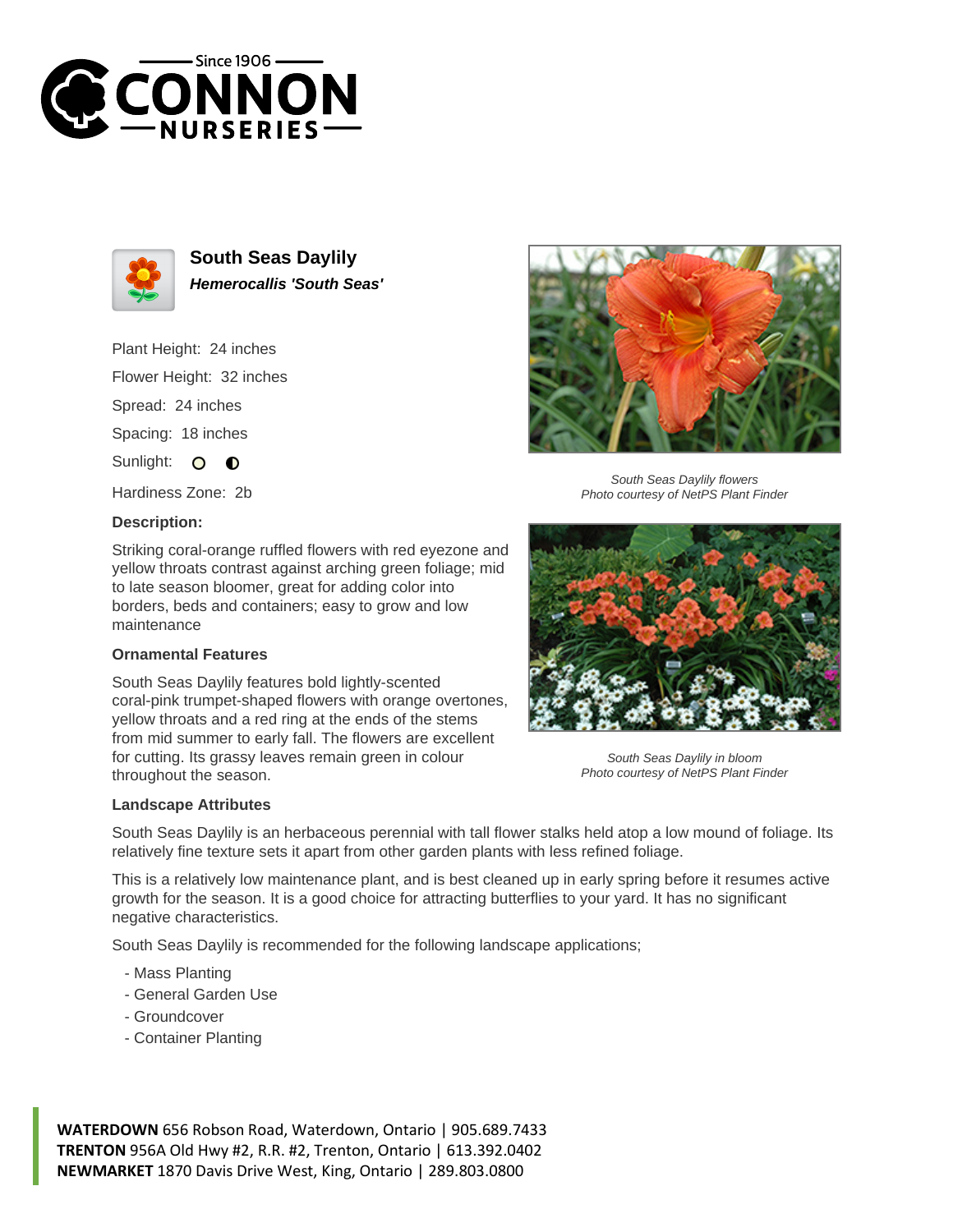Since 1906
CONNON
NURSERIES

# South Seas Daylily

***Hemerocallis 'South Seas'***

Plant Height: 24 inches

Flower Height: 32 inches

Spread: 24 inches

Spacing: 18 inches

Sunlight: ○ ◐

Hardiness Zone: 2b

### Description:

Striking coral-orange ruffled flowers with red eyezone and yellow throats contrast against arching green foliage; mid to late season bloomer, great for adding color into borders, beds and containers; easy to grow and low maintenance

### Ornamental Features

South Seas Daylily features bold lightly-scented coral-pink trumpet-shaped flowers with orange overtones, yellow throats and a red ring at the ends of the stems from mid summer to early fall. The flowers are excellent for cutting. Its grassy leaves remain green in colour throughout the season.

*South Seas Daylily flowers*
*Photo courtesy of NetPS Plant Finder*

*South Seas Daylily in bloom*
*Photo courtesy of NetPS Plant Finder*

### Landscape Attributes

South Seas Daylily is an herbaceous perennial with tall flower stalks held atop a low mound of foliage. Its relatively fine texture sets it apart from other garden plants with less refined foliage.

This is a relatively low maintenance plant, and is best cleaned up in early spring before it resumes active growth for the season. It is a good choice for attracting butterflies to your yard. It has no significant negative characteristics.

South Seas Daylily is recommended for the following landscape applications;

- Mass Planting
- General Garden Use
- Groundcover
- Container Planting

**WATERDOWN** 656 Robson Road, Waterdown, Ontario | 905.689.7433
**TRENTON** 956A Old Hwy #2, R.R. #2, Trenton, Ontario | 613.392.0402
**NEWMARKET** 1870 Davis Drive West, King, Ontario | 289.803.0800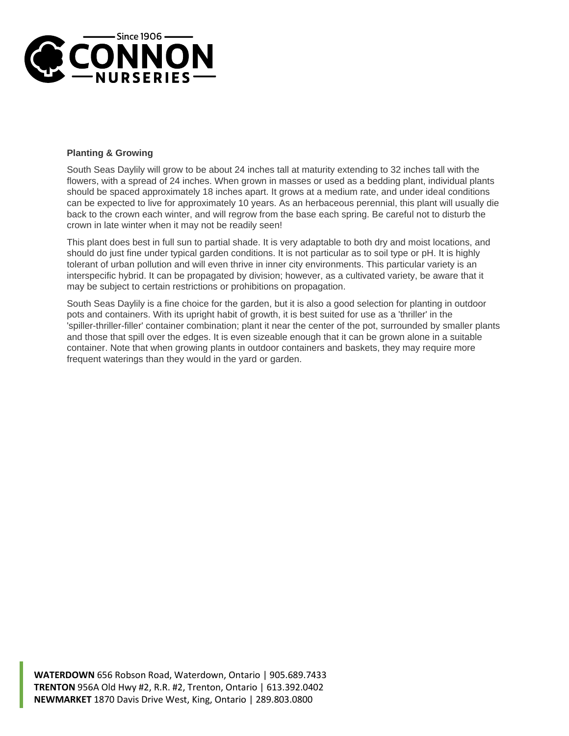### Planting & Growing

South Seas Daylily will grow to be about 24 inches tall at maturity extending to 32 inches tall with the flowers, with a spread of 24 inches. When grown in masses or used as a bedding plant, individual plants should be spaced approximately 18 inches apart. It grows at a medium rate, and under ideal conditions can be expected to live for approximately 10 years. As an herbaceous perennial, this plant will usually die back to the crown each winter, and will regrow from the base each spring. Be careful not to disturb the crown in late winter when it may not be readily seen!

This plant does best in full sun to partial shade. It is very adaptable to both dry and moist locations, and should do just fine under typical garden conditions. It is not particular as to soil type or pH. It is highly tolerant of urban pollution and will even thrive in inner city environments. This particular variety is an interspecific hybrid. It can be propagated by division; however, as a cultivated variety, be aware that it may be subject to certain restrictions or prohibitions on propagation.

South Seas Daylily is a fine choice for the garden, but it is also a good selection for planting in outdoor pots and containers. With its upright habit of growth, it is best suited for use as a 'thriller' in the 'spiller-thriller-filler' container combination; plant it near the center of the pot, surrounded by smaller plants and those that spill over the edges. It is even sizeable enough that it can be grown alone in a suitable container. Note that when growing plants in outdoor containers and baskets, they may require more frequent waterings than they would in the yard or garden.